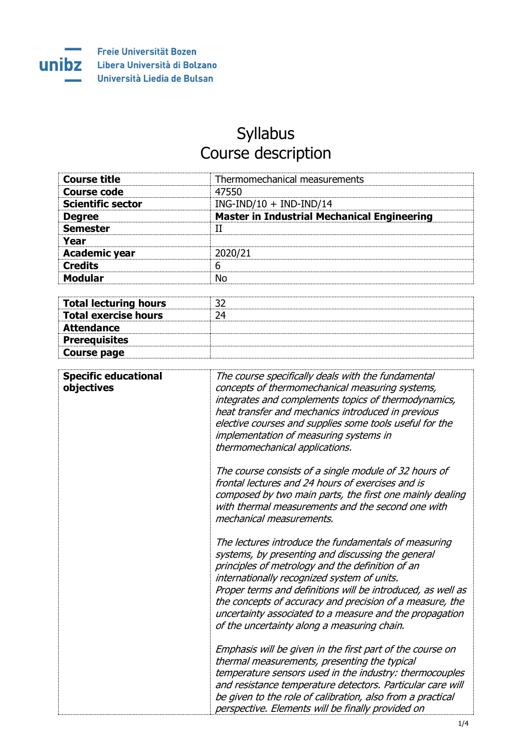Freie Universität Bozen
Libera Università di Bolzano
Università Liedia de Bulsan

# Syllabus
# Course description

| | |
|---|---|
| **Course title** | Thermomechanical measurements |
| **Course code** | 47550 |
| **Scientific sector** | ING-IND/10 + IND-IND/14 |
| **Degree** | **Master in Industrial Mechanical Engineering** |
| **Semester** | II |
| **Year** | |
| **Academic year** | 2020/21 |
| **Credits** | 6 |
| **Modular** | No |

| | |
|---|---|
| **Total lecturing hours** | 32 |
| **Total exercise hours** | 24 |
| **Attendance** | |
| **Prerequisites** | |
| **Course page** | |

| | |
|---|---|
| **Specific educational objectives** | *The course specifically deals with the fundamental concepts of thermomechanical measuring systems, integrates and complements topics of thermodynamics, heat transfer and mechanics introduced in previous elective courses and supplies some tools useful for the implementation of measuring systems in thermomechanical applications.*<br><br>*The course consists of a single module of 32 hours of frontal lectures and 24 hours of exercises and is composed by two main parts, the first one mainly dealing with thermal measurements and the second one with mechanical measurements.*<br><br>*The lectures introduce the fundamentals of measuring systems, by presenting and discussing the general principles of metrology and the definition of an internationally recognized system of units.*<br>*Proper terms and definitions will be introduced, as well as the concepts of accuracy and precision of a measure, the uncertainty associated to a measure and the propagation of the uncertainty along a measuring chain.*<br><br>*Emphasis will be given in the first part of the course on thermal measurements, presenting the typical temperature sensors used in the industry: thermocouples and resistance temperature detectors. Particular care will be given to the role of calibration, also from a practical perspective. Elements will be finally provided on* |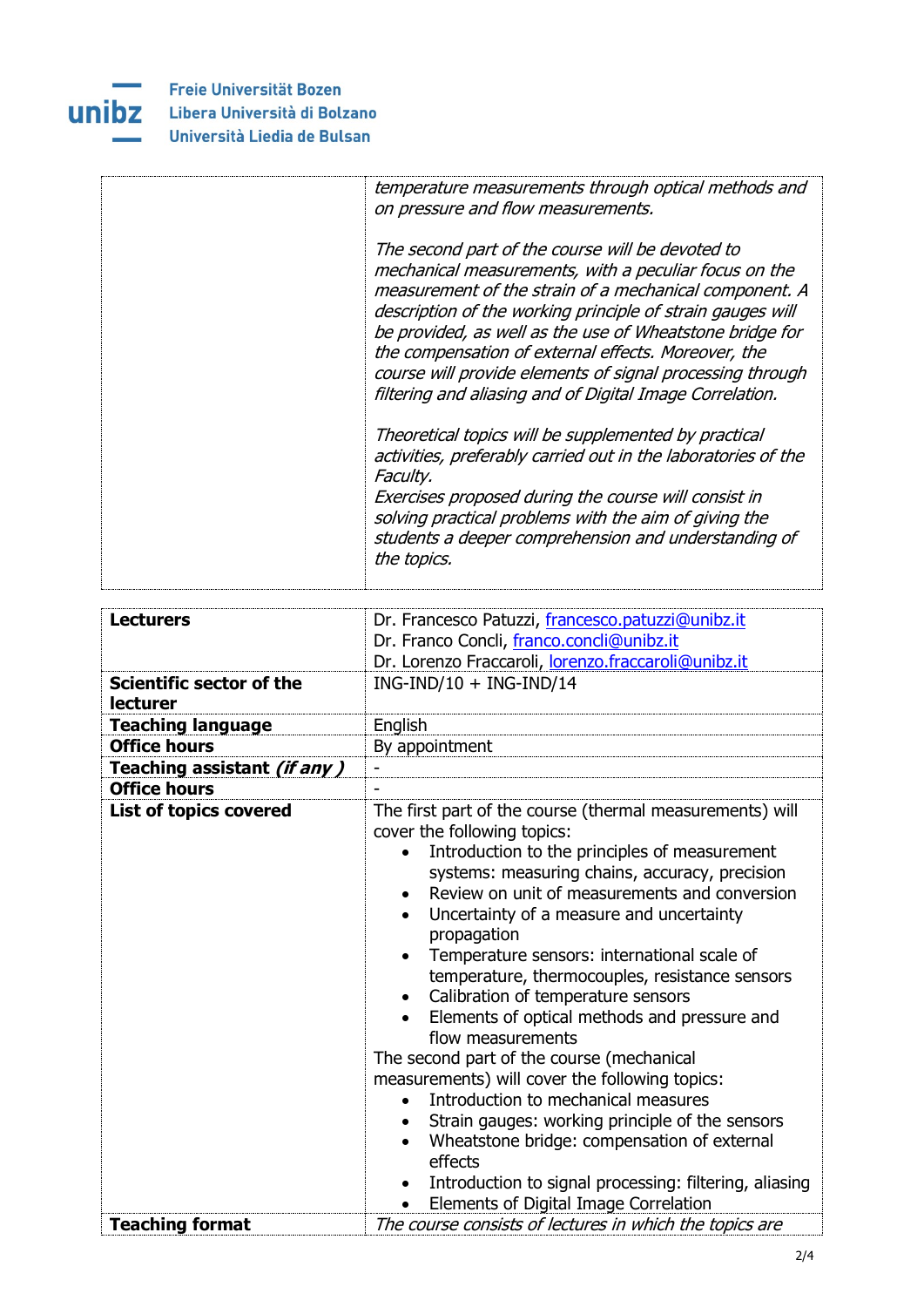| | |
|---|---|
| | *temperature measurements through optical methods and on pressure and flow measurements.*<br><br>*The second part of the course will be devoted to mechanical measurements, with a peculiar focus on the measurement of the strain of a mechanical component. A description of the working principle of strain gauges will be provided, as well as the use of Wheatstone bridge for the compensation of external effects. Moreover, the course will provide elements of signal processing through filtering and aliasing and of Digital Image Correlation.*<br><br>*Theoretical topics will be supplemented by practical activities, preferably carried out in the laboratories of the Faculty.*<br>*Exercises proposed during the course will consist in solving practical problems with the aim of giving the students a deeper comprehension and understanding of the topics.* |

| | |
|---|---|
| **Lecturers** | Dr. Francesco Patuzzi, francesco.patuzzi@unibz.it<br>Dr. Franco Concli, franco.concli@unibz.it<br>Dr. Lorenzo Fraccaroli, lorenzo.fraccaroli@unibz.it |
| **Scientific sector of the lecturer** | ING-IND/10 + ING-IND/14 |
| **Teaching language** | English |
| **Office hours** | By appointment |
| **Teaching assistant *(if any )*** | - |
| **Office hours** | - |
| **List of topics covered** | The first part of the course (thermal measurements) will cover the following topics:<br>• Introduction to the principles of measurement systems: measuring chains, accuracy, precision<br>• Review on unit of measurements and conversion<br>• Uncertainty of a measure and uncertainty propagation<br>• Temperature sensors: international scale of temperature, thermocouples, resistance sensors<br>• Calibration of temperature sensors<br>• Elements of optical methods and pressure and flow measurements<br>The second part of the course (mechanical measurements) will cover the following topics:<br>• Introduction to mechanical measures<br>• Strain gauges: working principle of the sensors<br>• Wheatstone bridge: compensation of external effects<br>• Introduction to signal processing: filtering, aliasing<br>• Elements of Digital Image Correlation |
| **Teaching format** | *The course consists of lectures in which the topics are* |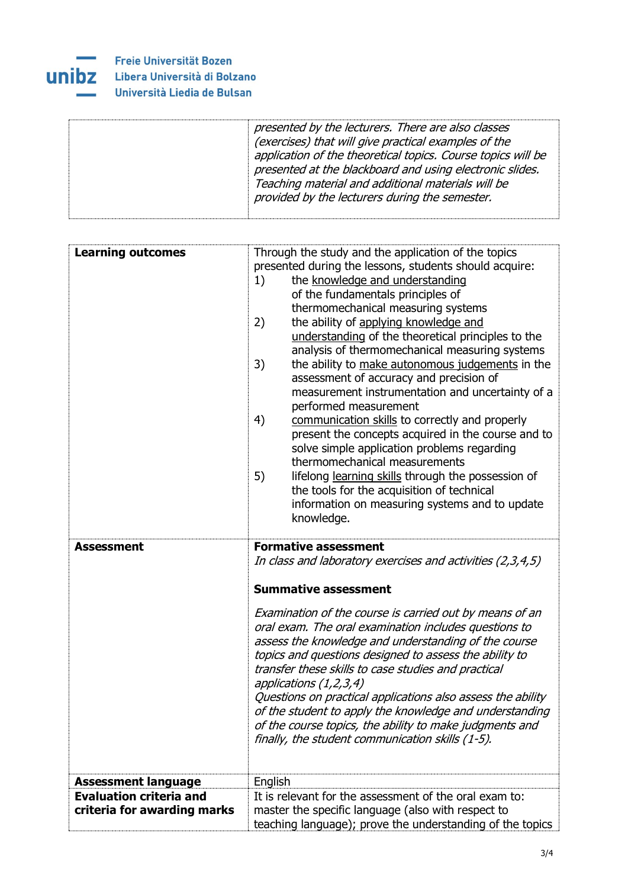| | |
|---|---|
| | *presented by the lecturers. There are also classes (exercises) that will give practical examples of the application of the theoretical topics. Course topics will be presented at the blackboard and using electronic slides. Teaching material and additional materials will be provided by the lecturers during the semester.* |

| | |
|---|---|
| **Learning outcomes** | Through the study and the application of the topics presented during the lessons, students should acquire:<br>1) the knowledge and understanding of the fundamentals principles of thermomechanical measuring systems<br>2) the ability of applying knowledge and understanding of the theoretical principles to the analysis of thermomechanical measuring systems<br>3) the ability to make autonomous judgements in the assessment of accuracy and precision of measurement instrumentation and uncertainty of a performed measurement<br>4) communication skills to correctly and properly present the concepts acquired in the course and to solve simple application problems regarding thermomechanical measurements<br>5) lifelong learning skills through the possession of the tools for the acquisition of technical information on measuring systems and to update knowledge. |
| **Assessment** | **Formative assessment**<br>*In class and laboratory exercises and activities (2,3,4,5)*<br><br>**Summative assessment**<br><br>*Examination of the course is carried out by means of an oral exam. The oral examination includes questions to assess the knowledge and understanding of the course topics and questions designed to assess the ability to transfer these skills to case studies and practical applications (1,2,3,4)*<br>*Questions on practical applications also assess the ability of the student to apply the knowledge and understanding of the course topics, the ability to make judgments and finally, the student communication skills (1-5).* |
| **Assessment language** | English |
| **Evaluation criteria and criteria for awarding marks** | It is relevant for the assessment of the oral exam to: master the specific language (also with respect to teaching language); prove the understanding of the topics |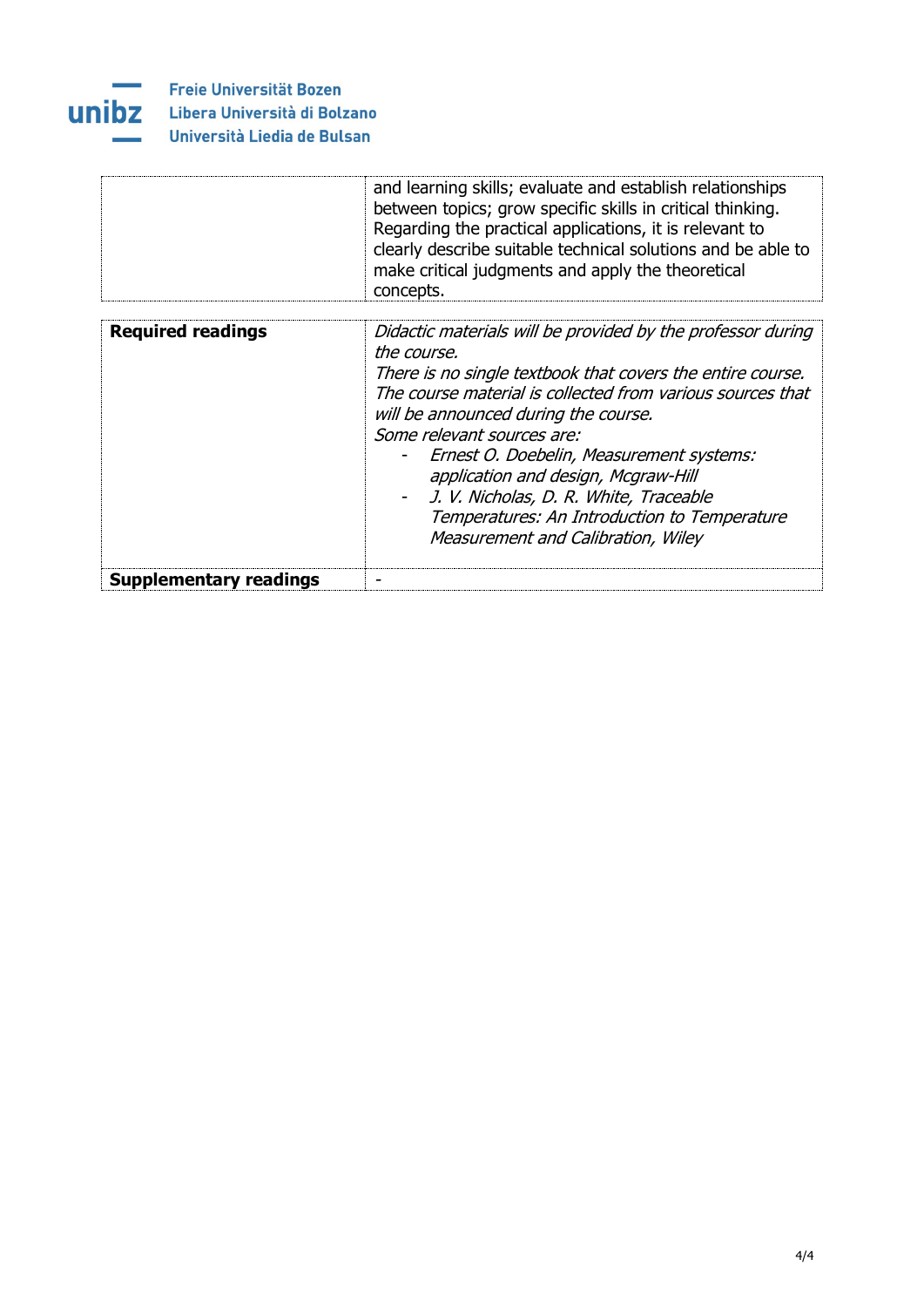| | |
|---|---|
| | and learning skills; evaluate and establish relationships between topics; grow specific skills in critical thinking. Regarding the practical applications, it is relevant to clearly describe suitable technical solutions and be able to make critical judgments and apply the theoretical concepts. |

| | |
|---|---|
| **Required readings** | *Didactic materials will be provided by the professor during the course.*<br>*There is no single textbook that covers the entire course. The course material is collected from various sources that will be announced during the course.*<br>*Some relevant sources are:*<br>- *Ernest O. Doebelin, Measurement systems: application and design, Mcgraw-Hill*<br>- *J. V. Nicholas, D. R. White, Traceable Temperatures: An Introduction to Temperature Measurement and Calibration, Wiley* |
| **Supplementary readings** | - |